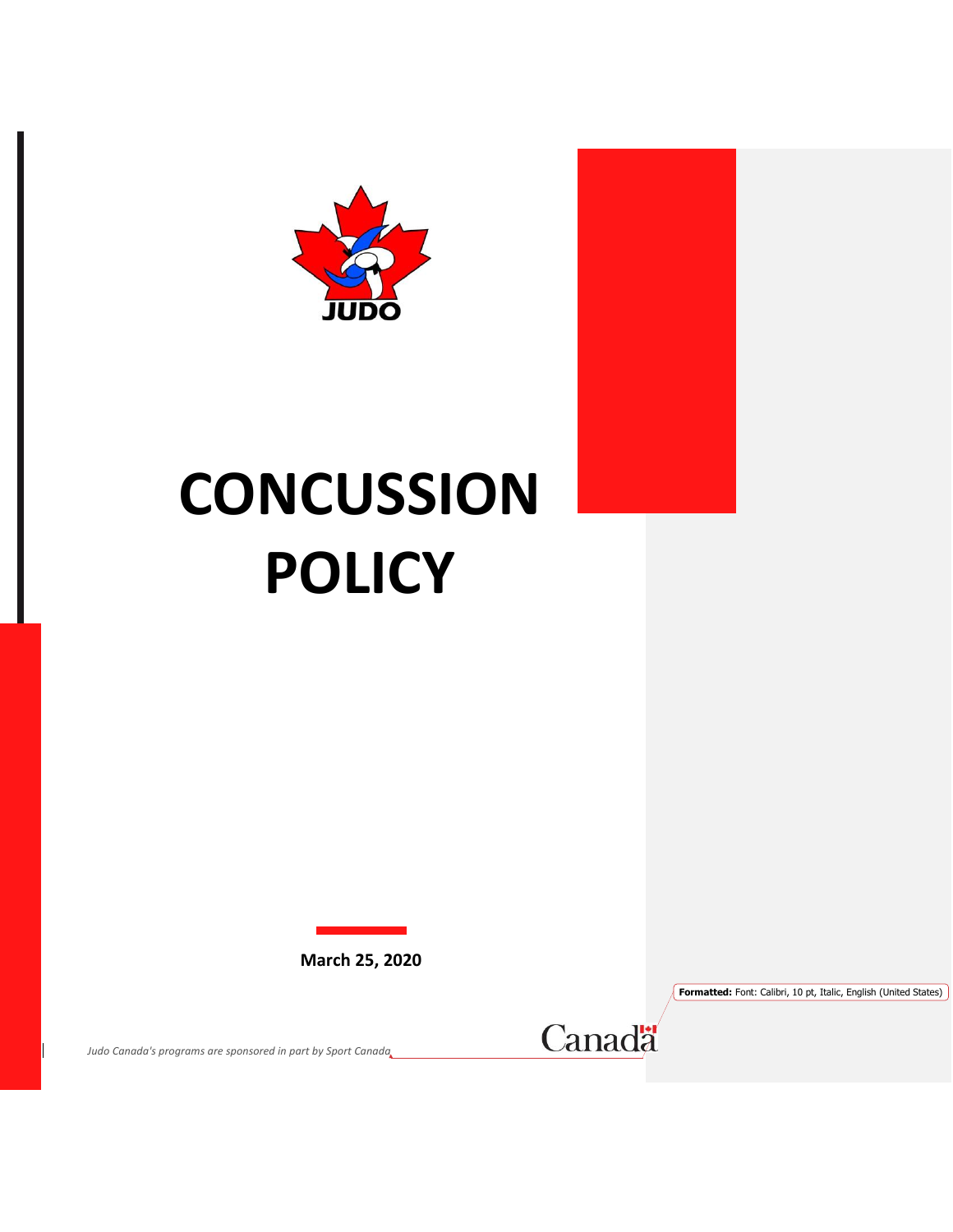JUDO

# CONCUSSION POLICY

**March 25, 2020**

*Judo Canada's programs are sponsored in part by Sport Canada*

Canada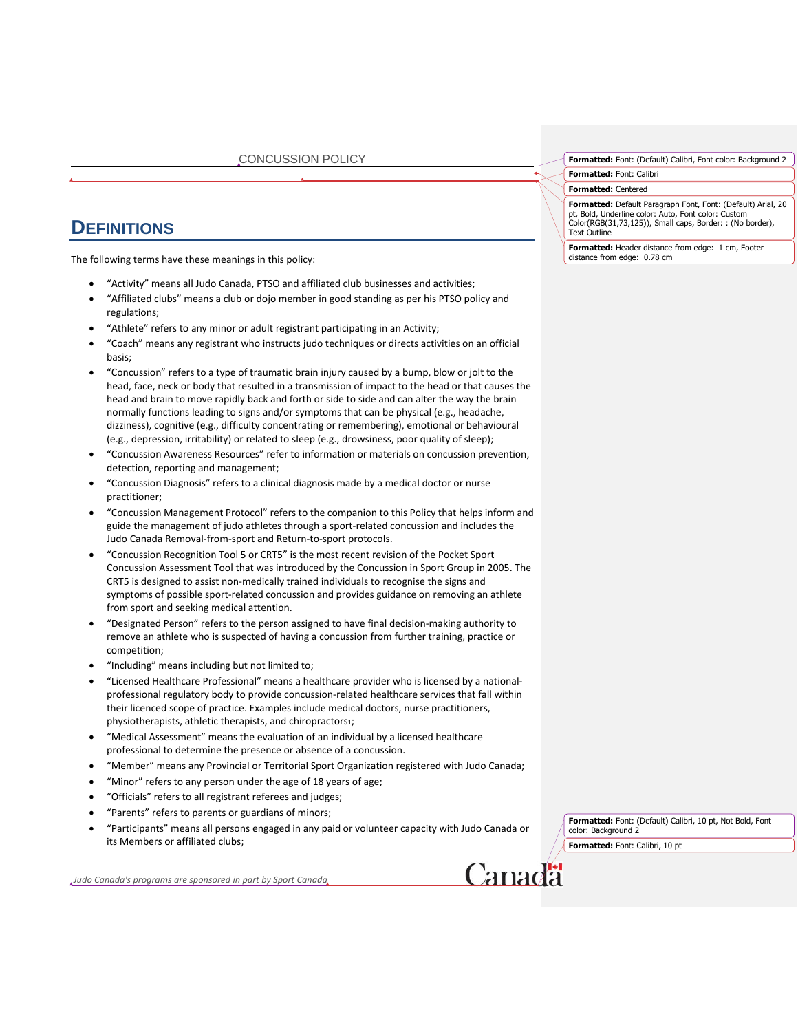# DEFINITIONS

The following terms have these meanings in this policy:

- "Activity" means all Judo Canada, PTSO and affiliated club businesses and activities;
- "Affiliated clubs" means a club or dojo member in good standing as per his PTSO policy and regulations;
- "Athlete" refers to any minor or adult registrant participating in an Activity;
- "Coach" means any registrant who instructs judo techniques or directs activities on an official basis;
- "Concussion" refers to a type of traumatic brain injury caused by a bump, blow or jolt to the head, face, neck or body that resulted in a transmission of impact to the head or that causes the head and brain to move rapidly back and forth or side to side and can alter the way the brain normally functions leading to signs and/or symptoms that can be physical (e.g., headache, dizziness), cognitive (e.g., difficulty concentrating or remembering), emotional or behavioural (e.g., depression, irritability) or related to sleep (e.g., drowsiness, poor quality of sleep);
- "Concussion Awareness Resources" refer to information or materials on concussion prevention, detection, reporting and management;
- "Concussion Diagnosis" refers to a clinical diagnosis made by a medical doctor or nurse practitioner;
- "Concussion Management Protocol" refers to the companion to this Policy that helps inform and guide the management of judo athletes through a sport-related concussion and includes the Judo Canada Removal-from-sport and Return-to-sport protocols.
- "Concussion Recognition Tool 5 or CRT5" is the most recent revision of the Pocket Sport Concussion Assessment Tool that was introduced by the Concussion in Sport Group in 2005. The CRT5 is designed to assist non-medically trained individuals to recognise the signs and symptoms of possible sport-related concussion and provides guidance on removing an athlete from sport and seeking medical attention.
- "Designated Person" refers to the person assigned to have final decision-making authority to remove an athlete who is suspected of having a concussion from further training, practice or competition;
- "Including" means including but not limited to;
- "Licensed Healthcare Professional" means a healthcare provider who is licensed by a national-professional regulatory body to provide concussion-related healthcare services that fall within their licenced scope of practice. Examples include medical doctors, nurse practitioners, physiotherapists, athletic therapists, and chiropractors[1];
- "Medical Assessment" means the evaluation of an individual by a licensed healthcare professional to determine the presence or absence of a concussion.
- "Member" means any Provincial or Territorial Sport Organization registered with Judo Canada;
- "Minor" refers to any person under the age of 18 years of age;
- "Officials" refers to all registrant referees and judges;
- "Parents" refers to parents or guardians of minors;
- "Participants" means all persons engaged in any paid or volunteer capacity with Judo Canada or its Members or affiliated clubs;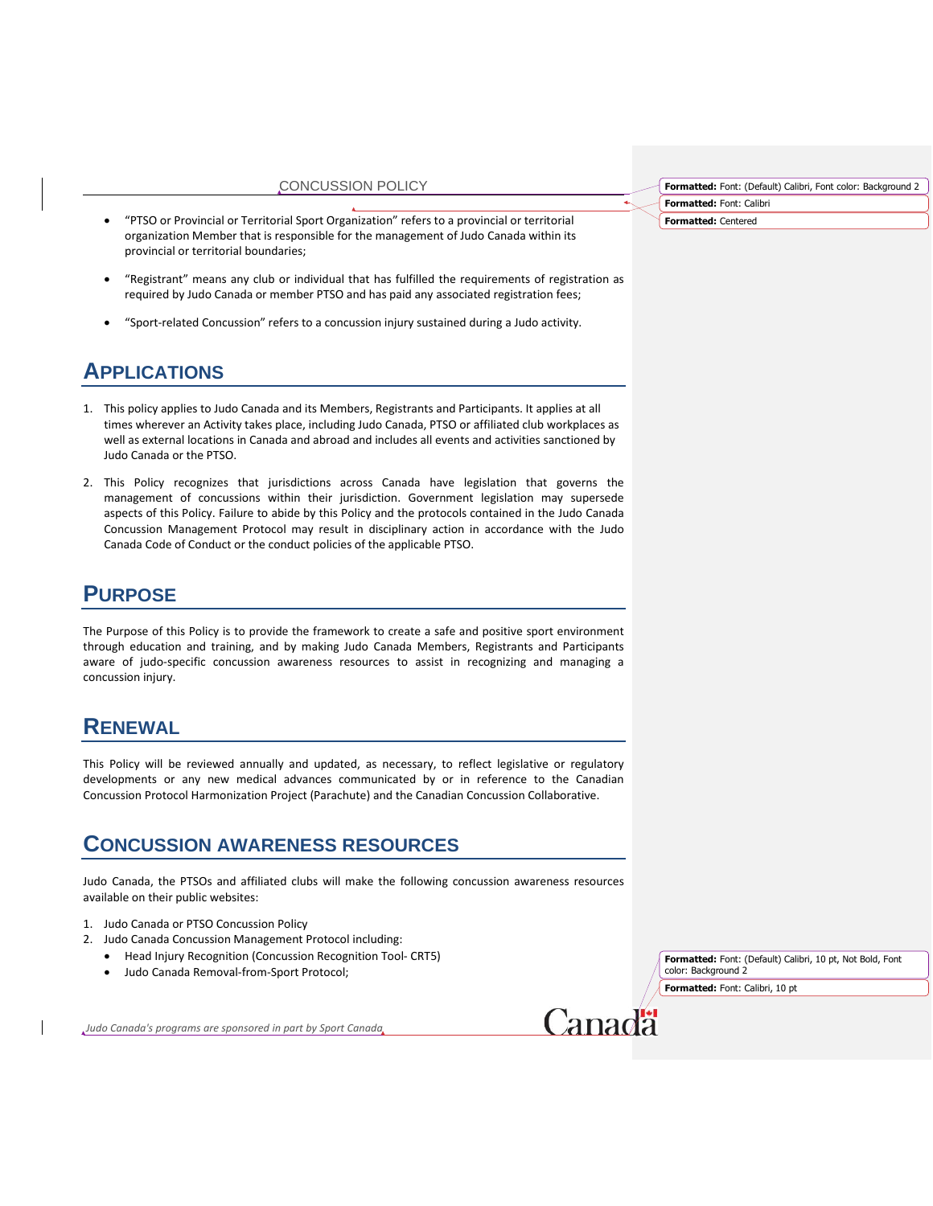- "PTSO or Provincial or Territorial Sport Organization" refers to a provincial or territorial organization Member that is responsible for the management of Judo Canada within its provincial or territorial boundaries;

- "Registrant" means any club or individual that has fulfilled the requirements of registration as required by Judo Canada or member PTSO and has paid any associated registration fees;

- "Sport-related Concussion" refers to a concussion injury sustained during a Judo activity.

## APPLICATIONS

1. This policy applies to Judo Canada and its Members, Registrants and Participants. It applies at all times wherever an Activity takes place, including Judo Canada, PTSO or affiliated club workplaces as well as external locations in Canada and abroad and includes all events and activities sanctioned by Judo Canada or the PTSO.

2. This Policy recognizes that jurisdictions across Canada have legislation that governs the management of concussions within their jurisdiction. Government legislation may supersede aspects of this Policy. Failure to abide by this Policy and the protocols contained in the Judo Canada Concussion Management Protocol may result in disciplinary action in accordance with the Judo Canada Code of Conduct or the conduct policies of the applicable PTSO.

## PURPOSE

The Purpose of this Policy is to provide the framework to create a safe and positive sport environment through education and training, and by making Judo Canada Members, Registrants and Participants aware of judo-specific concussion awareness resources to assist in recognizing and managing a concussion injury.

## RENEWAL

This Policy will be reviewed annually and updated, as necessary, to reflect legislative or regulatory developments or any new medical advances communicated by or in reference to the Canadian Concussion Protocol Harmonization Project (Parachute) and the Canadian Concussion Collaborative.

## CONCUSSION AWARENESS RESOURCES

Judo Canada, the PTSOs and affiliated clubs will make the following concussion awareness resources available on their public websites:

1. Judo Canada or PTSO Concussion Policy
2. Judo Canada Concussion Management Protocol including:
   - Head Injury Recognition (Concussion Recognition Tool- CRT5)
   - Judo Canada Removal-from-Sport Protocol;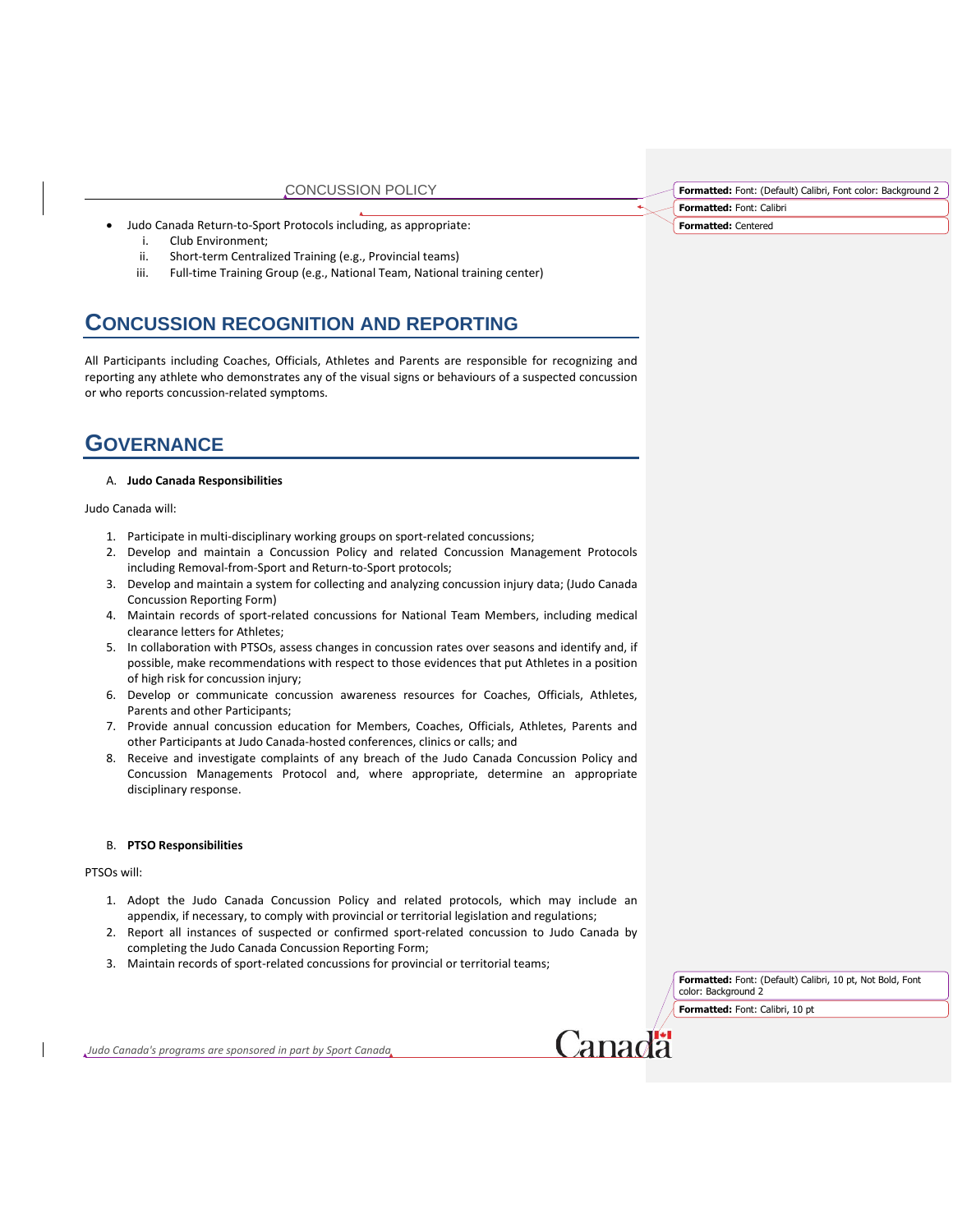- Judo Canada Return-to-Sport Protocols including, as appropriate:
    i. Club Environment;
    ii. Short-term Centralized Training (e.g., Provincial teams)
    iii. Full-time Training Group (e.g., National Team, National training center)

# Concussion Recognition and Reporting

All Participants including Coaches, Officials, Athletes and Parents are responsible for recognizing and reporting any athlete who demonstrates any of the visual signs or behaviours of a suspected concussion or who reports concussion-related symptoms.

# Governance

A. **Judo Canada Responsibilities**

Judo Canada will:

1. Participate in multi-disciplinary working groups on sport-related concussions;
2. Develop and maintain a Concussion Policy and related Concussion Management Protocols including Removal-from-Sport and Return-to-Sport protocols;
3. Develop and maintain a system for collecting and analyzing concussion injury data; (Judo Canada Concussion Reporting Form)
4. Maintain records of sport-related concussions for National Team Members, including medical clearance letters for Athletes;
5. In collaboration with PTSOs, assess changes in concussion rates over seasons and identify and, if possible, make recommendations with respect to those evidences that put Athletes in a position of high risk for concussion injury;
6. Develop or communicate concussion awareness resources for Coaches, Officials, Athletes, Parents and other Participants;
7. Provide annual concussion education for Members, Coaches, Officials, Athletes, Parents and other Participants at Judo Canada-hosted conferences, clinics or calls; and
8. Receive and investigate complaints of any breach of the Judo Canada Concussion Policy and Concussion Managements Protocol and, where appropriate, determine an appropriate disciplinary response.

B. **PTSO Responsibilities**

PTSOs will:

1. Adopt the Judo Canada Concussion Policy and related protocols, which may include an appendix, if necessary, to comply with provincial or territorial legislation and regulations;
2. Report all instances of suspected or confirmed sport-related concussion to Judo Canada by completing the Judo Canada Concussion Reporting Form;
3. Maintain records of sport-related concussions for provincial or territorial teams;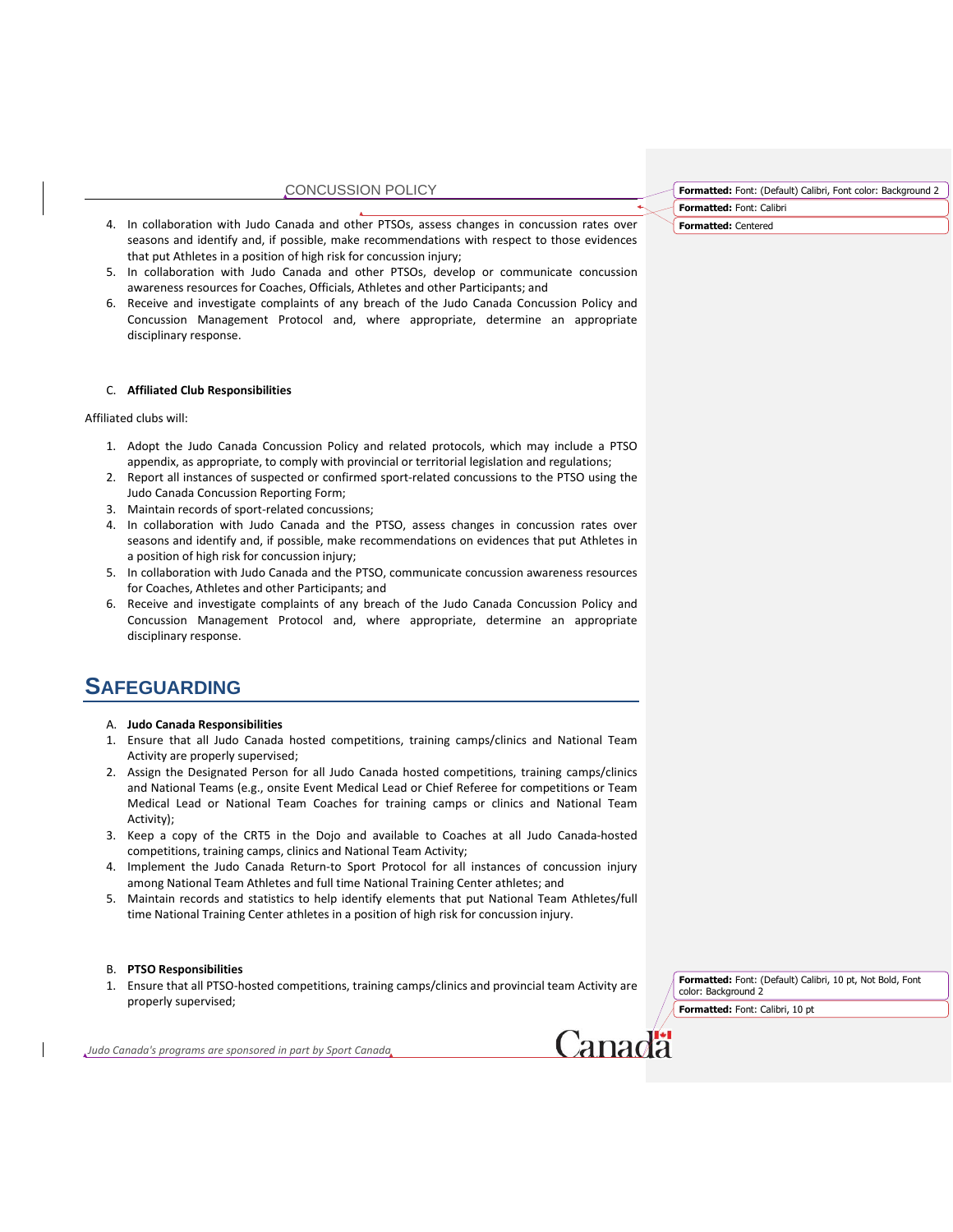4. In collaboration with Judo Canada and other PTSOs, assess changes in concussion rates over seasons and identify and, if possible, make recommendations with respect to those evidences that put Athletes in a position of high risk for concussion injury;
5. In collaboration with Judo Canada and other PTSOs, develop or communicate concussion awareness resources for Coaches, Officials, Athletes and other Participants; and
6. Receive and investigate complaints of any breach of the Judo Canada Concussion Policy and Concussion Management Protocol and, where appropriate, determine an appropriate disciplinary response.

C. **Affiliated Club Responsibilities**

Affiliated clubs will:

1. Adopt the Judo Canada Concussion Policy and related protocols, which may include a PTSO appendix, as appropriate, to comply with provincial or territorial legislation and regulations;
2. Report all instances of suspected or confirmed sport-related concussions to the PTSO using the Judo Canada Concussion Reporting Form;
3. Maintain records of sport-related concussions;
4. In collaboration with Judo Canada and the PTSO, assess changes in concussion rates over seasons and identify and, if possible, make recommendations on evidences that put Athletes in a position of high risk for concussion injury;
5. In collaboration with Judo Canada and the PTSO, communicate concussion awareness resources for Coaches, Athletes and other Participants; and
6. Receive and investigate complaints of any breach of the Judo Canada Concussion Policy and Concussion Management Protocol and, where appropriate, determine an appropriate disciplinary response.

# Safeguarding

A. **Judo Canada Responsibilities**

1. Ensure that all Judo Canada hosted competitions, training camps/clinics and National Team Activity are properly supervised;
2. Assign the Designated Person for all Judo Canada hosted competitions, training camps/clinics and National Teams (e.g., onsite Event Medical Lead or Chief Referee for competitions or Team Medical Lead or National Team Coaches for training camps or clinics and National Team Activity);
3. Keep a copy of the CRT5 in the Dojo and available to Coaches at all Judo Canada-hosted competitions, training camps, clinics and National Team Activity;
4. Implement the Judo Canada Return-to Sport Protocol for all instances of concussion injury among National Team Athletes and full time National Training Center athletes; and
5. Maintain records and statistics to help identify elements that put National Team Athletes/full time National Training Center athletes in a position of high risk for concussion injury.

B. **PTSO Responsibilities**

1. Ensure that all PTSO-hosted competitions, training camps/clinics and provincial team Activity are properly supervised;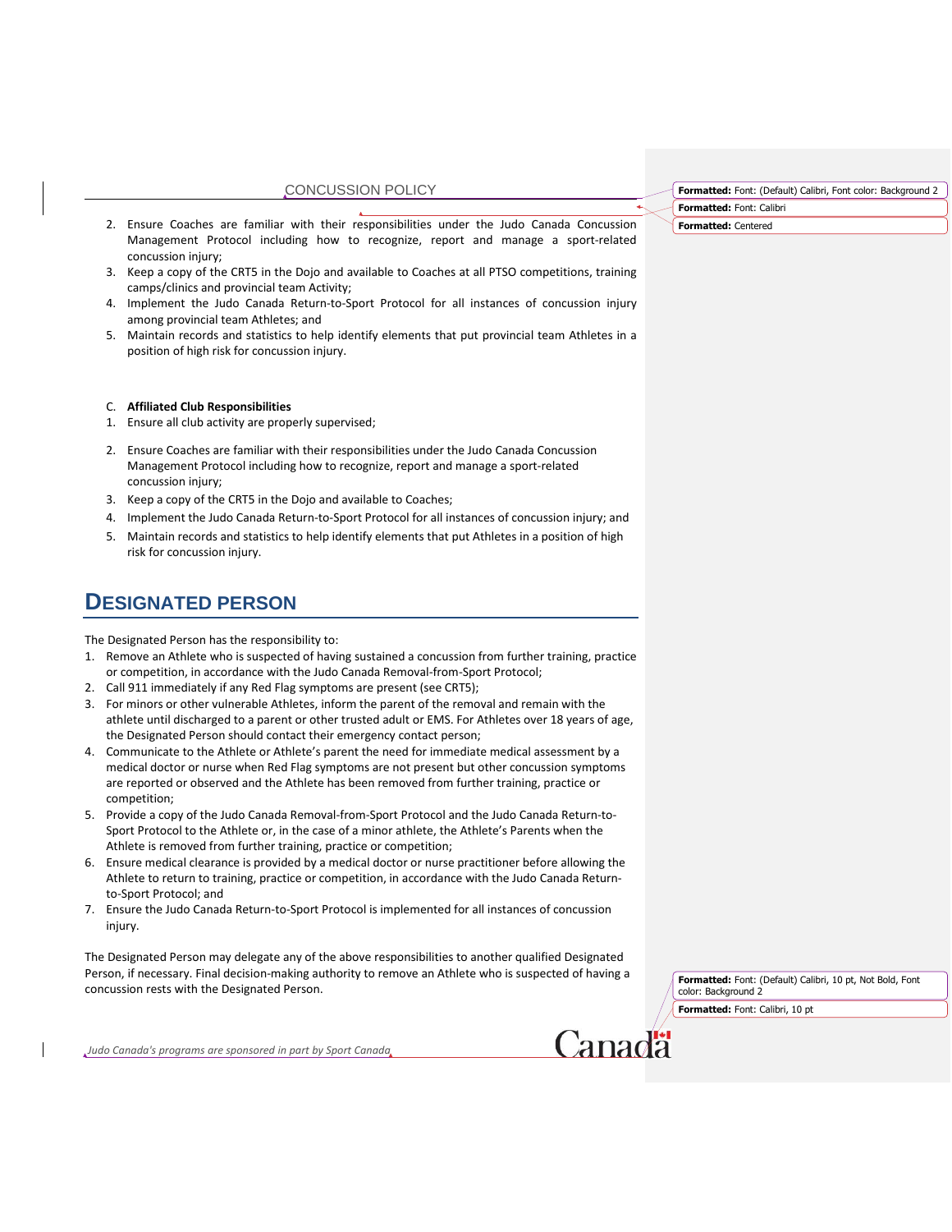2. Ensure Coaches are familiar with their responsibilities under the Judo Canada Concussion Management Protocol including how to recognize, report and manage a sport-related concussion injury;
3. Keep a copy of the CRT5 in the Dojo and available to Coaches at all PTSO competitions, training camps/clinics and provincial team Activity;
4. Implement the Judo Canada Return-to-Sport Protocol for all instances of concussion injury among provincial team Athletes; and
5. Maintain records and statistics to help identify elements that put provincial team Athletes in a position of high risk for concussion injury.

C. **Affiliated Club Responsibilities**

1. Ensure all club activity are properly supervised;
2. Ensure Coaches are familiar with their responsibilities under the Judo Canada Concussion Management Protocol including how to recognize, report and manage a sport-related concussion injury;
3. Keep a copy of the CRT5 in the Dojo and available to Coaches;
4. Implement the Judo Canada Return-to-Sport Protocol for all instances of concussion injury; and
5. Maintain records and statistics to help identify elements that put Athletes in a position of high risk for concussion injury.

## DESIGNATED PERSON

The Designated Person has the responsibility to:

1. Remove an Athlete who is suspected of having sustained a concussion from further training, practice or competition, in accordance with the Judo Canada Removal-from-Sport Protocol;
2. Call 911 immediately if any Red Flag symptoms are present (see CRT5);
3. For minors or other vulnerable Athletes, inform the parent of the removal and remain with the athlete until discharged to a parent or other trusted adult or EMS. For Athletes over 18 years of age, the Designated Person should contact their emergency contact person;
4. Communicate to the Athlete or Athlete's parent the need for immediate medical assessment by a medical doctor or nurse when Red Flag symptoms are not present but other concussion symptoms are reported or observed and the Athlete has been removed from further training, practice or competition;
5. Provide a copy of the Judo Canada Removal-from-Sport Protocol and the Judo Canada Return-to-Sport Protocol to the Athlete or, in the case of a minor athlete, the Athlete's Parents when the Athlete is removed from further training, practice or competition;
6. Ensure medical clearance is provided by a medical doctor or nurse practitioner before allowing the Athlete to return to training, practice or competition, in accordance with the Judo Canada Return-to-Sport Protocol; and
7. Ensure the Judo Canada Return-to-Sport Protocol is implemented for all instances of concussion injury.

The Designated Person may delegate any of the above responsibilities to another qualified Designated Person, if necessary. Final decision-making authority to remove an Athlete who is suspected of having a concussion rests with the Designated Person.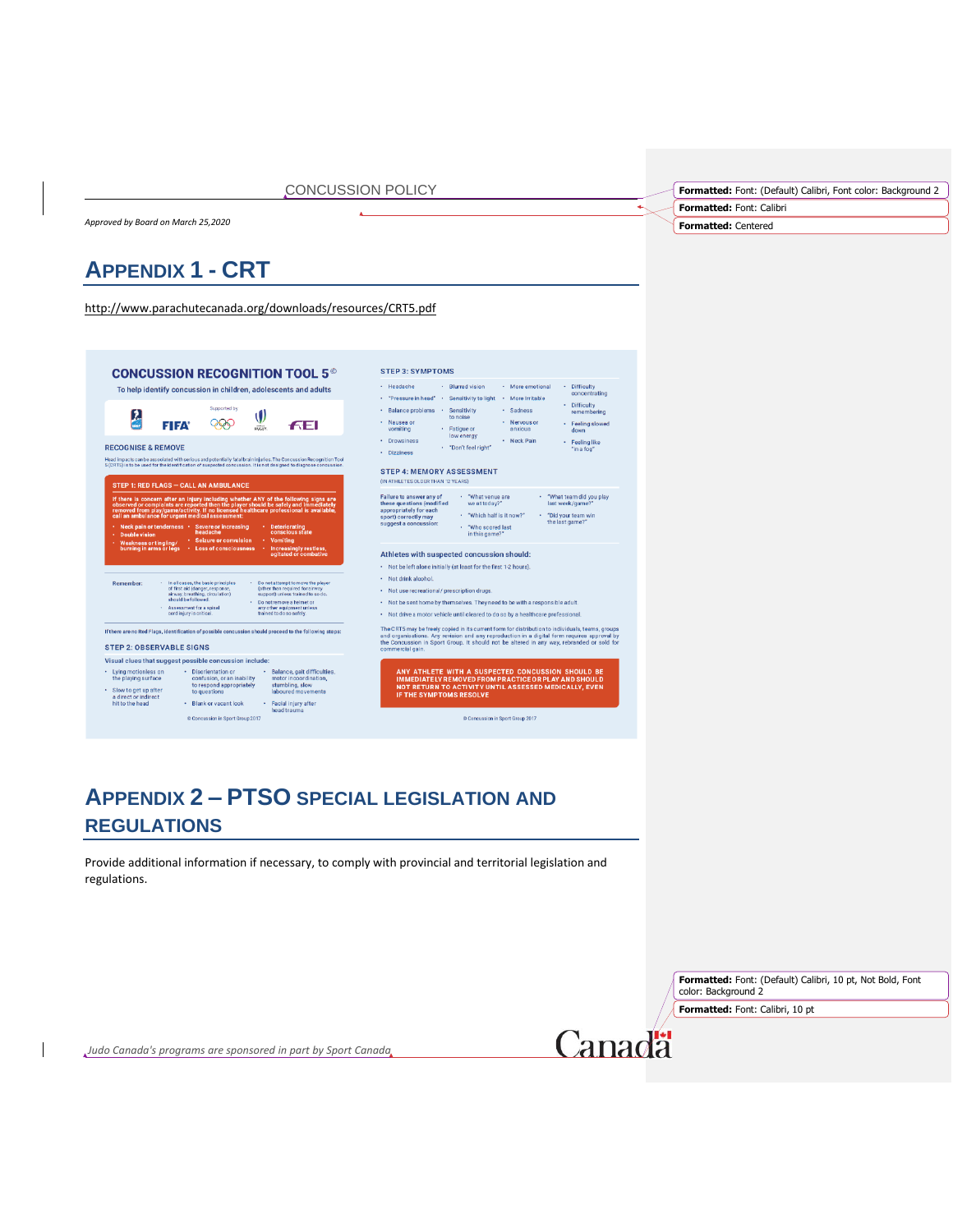# Appendix 1 - CRT

http://www.parachutecanada.org/downloads/resources/CRT5.pdf

## CONCUSSION RECOGNITION TOOL 5©

To help identify concussion in children, adolescents and adults

Supported by

FIFA

### RECOGNISE & REMOVE

Head impacts can be associated with serious and potentially fatal brain injuries. The Concussion Recognition Tool 5 (CRT5) is to be used for the identification of suspected concussion. It is not designed to diagnose concussion.

### STEP 1: RED FLAGS — CALL AN AMBULANCE

If there is concern after an injury including whether ANY of the following signs are observed or complaints are reported then the player should be safely and immediately removed from play/game/activity. If no licensed healthcare professional is available, call an ambulance for urgent medical assessment:

- Neck pain or tenderness
- Double vision
- Weakness or tingling/burning in arms or legs
- Severe or increasing headache
- Seizure or convulsion
- Loss of consciousness
- Deteriorating conscious state
- Vomiting
- Increasingly restless, agitated or combative

**Remember:**

- In all cases, the basic principles of first aid (danger, response, airway, breathing, circulation) should be followed.
- Assessment for a spinal cord injury is critical.
- Do not attempt to move the player (other than required for airway support) unless trained to so do.
- Do not remove a helmet or any other equipment unless trained to do so safely.

If there are no Red Flags, identification of possible concussion should proceed to the following steps:

### STEP 2: OBSERVABLE SIGNS

Visual clues that suggest possible concussion include:

- Lying motionless on the playing surface
- Slow to get up after a direct or indirect hit to the head
- Disorientation or confusion, or an inability to respond appropriately to questions
- Blank or vacant look
- Balance, gait difficulties, motor incoordination, stumbling, slow laboured movements
- Facial injury after head trauma

© Concussion in Sport Group 2017

### STEP 3: SYMPTOMS

- Headache
- "Pressure in head"
- Balance problems
- Nausea or vomiting
- Drowsiness
- Dizziness
- Blurred vision
- Sensitivity to light
- Sensitivity to noise
- Fatigue or low energy
- "Don't feel right"
- More emotional
- More Irritable
- Sadness
- Nervous or anxious
- Neck Pain
- Difficulty concentrating
- Difficulty remembering
- Feeling slowed down
- Feeling like "in a fog"

### STEP 4: MEMORY ASSESSMENT

(IN ATHLETES OLDER THAN 12 YEARS)

Failure to answer any of these questions (modified appropriately for each sport) correctly may suggest a concussion:

- "What venue are we at today?"
- "Which half is it now?"
- "Who scored last in this game?"
- "What team did you play last week/game?"
- "Did your team win the last game?"

**Athletes with suspected concussion should:**

- Not be left alone initially (at least for the first 1-2 hours).
- Not drink alcohol.
- Not use recreational/ prescription drugs.
- Not be sent home by themselves. They need to be with a responsible adult.
- Not drive a motor vehicle until cleared to do so by a healthcare professional.

The CRT5 may be freely copied in its current form for distribution to individuals, teams, groups and organisations. Any revision and any reproduction in a digital form requires approval by the Concussion in Sport Group. It should not be altered in any way, rebranded or sold for commercial gain.

**ANY ATHLETE WITH A SUSPECTED CONCUSSION SHOULD BE IMMEDIATELY REMOVED FROM PRACTICE OR PLAY AND SHOULD NOT RETURN TO ACTIVITY UNTIL ASSESSED MEDICALLY, EVEN IF THE SYMPTOMS RESOLVE**

© Concussion in Sport Group 2017

# Appendix 2 – PTSO Special Legislation and Regulations

Provide additional information if necessary, to comply with provincial and territorial legislation and regulations.